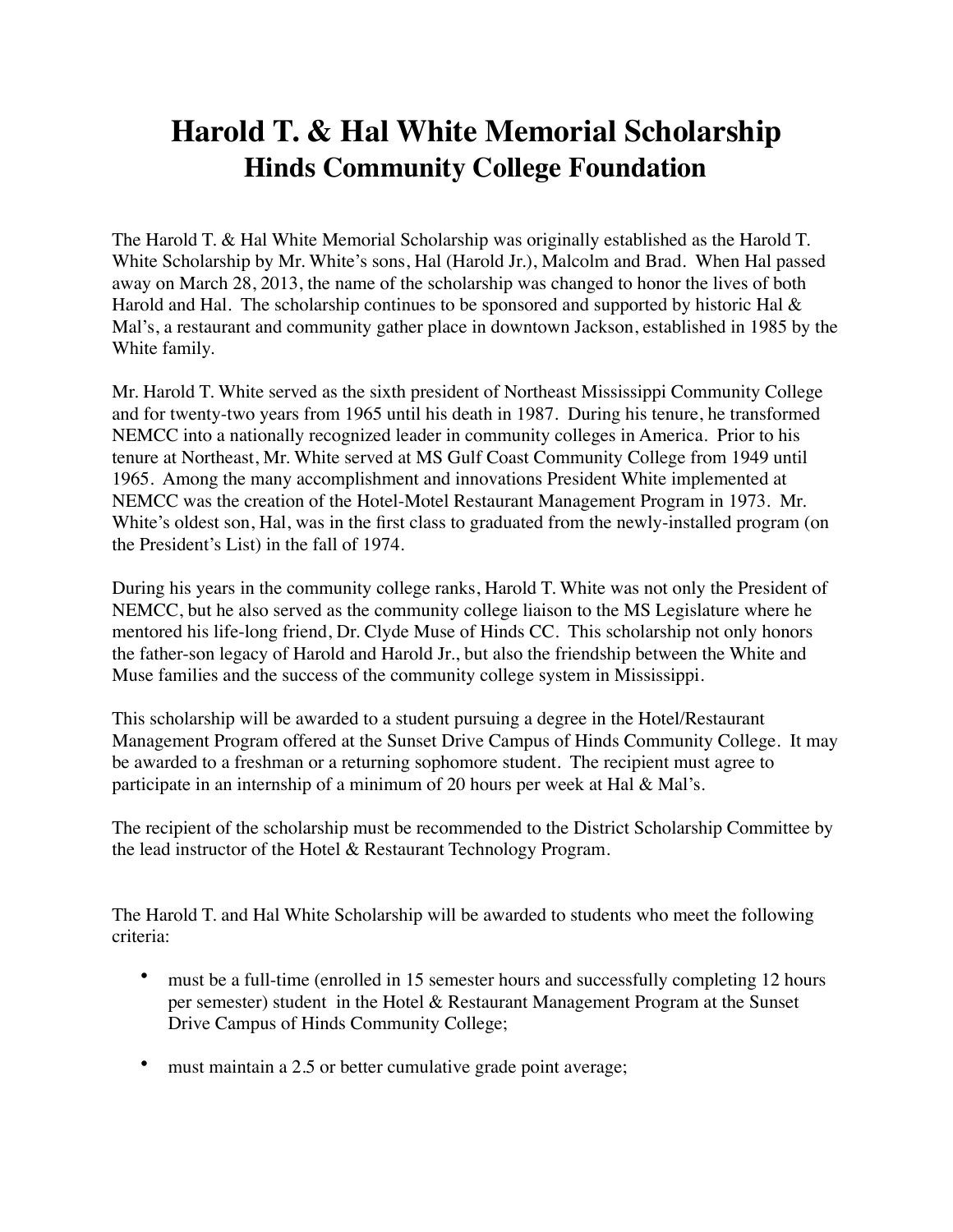# Harold T. & Hal White Memorial Scholarship
## Hinds Community College Foundation

The Harold T. & Hal White Memorial Scholarship was originally established as the Harold T. White Scholarship by Mr. White's sons, Hal (Harold Jr.), Malcolm and Brad. When Hal passed away on March 28, 2013, the name of the scholarship was changed to honor the lives of both Harold and Hal. The scholarship continues to be sponsored and supported by historic Hal & Mal's, a restaurant and community gather place in downtown Jackson, established in 1985 by the White family.

Mr. Harold T. White served as the sixth president of Northeast Mississippi Community College and for twenty-two years from 1965 until his death in 1987. During his tenure, he transformed NEMCC into a nationally recognized leader in community colleges in America. Prior to his tenure at Northeast, Mr. White served at MS Gulf Coast Community College from 1949 until 1965. Among the many accomplishment and innovations President White implemented at NEMCC was the creation of the Hotel-Motel Restaurant Management Program in 1973. Mr. White's oldest son, Hal, was in the first class to graduated from the newly-installed program (on the President's List) in the fall of 1974.

During his years in the community college ranks, Harold T. White was not only the President of NEMCC, but he also served as the community college liaison to the MS Legislature where he mentored his life-long friend, Dr. Clyde Muse of Hinds CC. This scholarship not only honors the father-son legacy of Harold and Harold Jr., but also the friendship between the White and Muse families and the success of the community college system in Mississippi.

This scholarship will be awarded to a student pursuing a degree in the Hotel/Restaurant Management Program offered at the Sunset Drive Campus of Hinds Community College. It may be awarded to a freshman or a returning sophomore student. The recipient must agree to participate in an internship of a minimum of 20 hours per week at Hal & Mal's.

The recipient of the scholarship must be recommended to the District Scholarship Committee by the lead instructor of the Hotel & Restaurant Technology Program.

The Harold T. and Hal White Scholarship will be awarded to students who meet the following criteria:

- must be a full-time (enrolled in 15 semester hours and successfully completing 12 hours per semester) student in the Hotel & Restaurant Management Program at the Sunset Drive Campus of Hinds Community College;
- must maintain a 2.5 or better cumulative grade point average;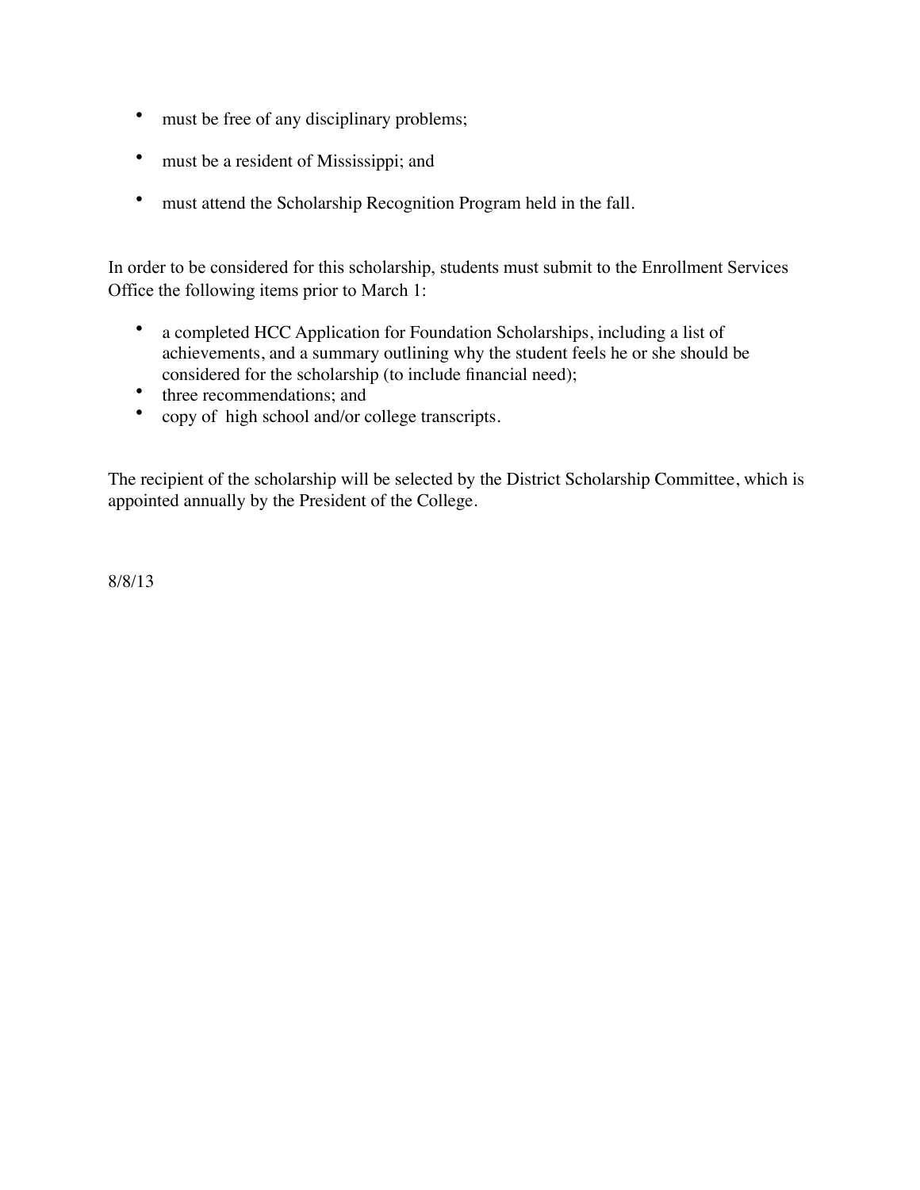- must be free of any disciplinary problems;
- must be a resident of Mississippi; and
- must attend the Scholarship Recognition Program held in the fall.

In order to be considered for this scholarship, students must submit to the Enrollment Services Office the following items prior to March 1:

- a completed HCC Application for Foundation Scholarships, including a list of achievements, and a summary outlining why the student feels he or she should be considered for the scholarship (to include financial need);
- three recommendations; and
- copy of high school and/or college transcripts.

The recipient of the scholarship will be selected by the District Scholarship Committee, which is appointed annually by the President of the College.

8/8/13